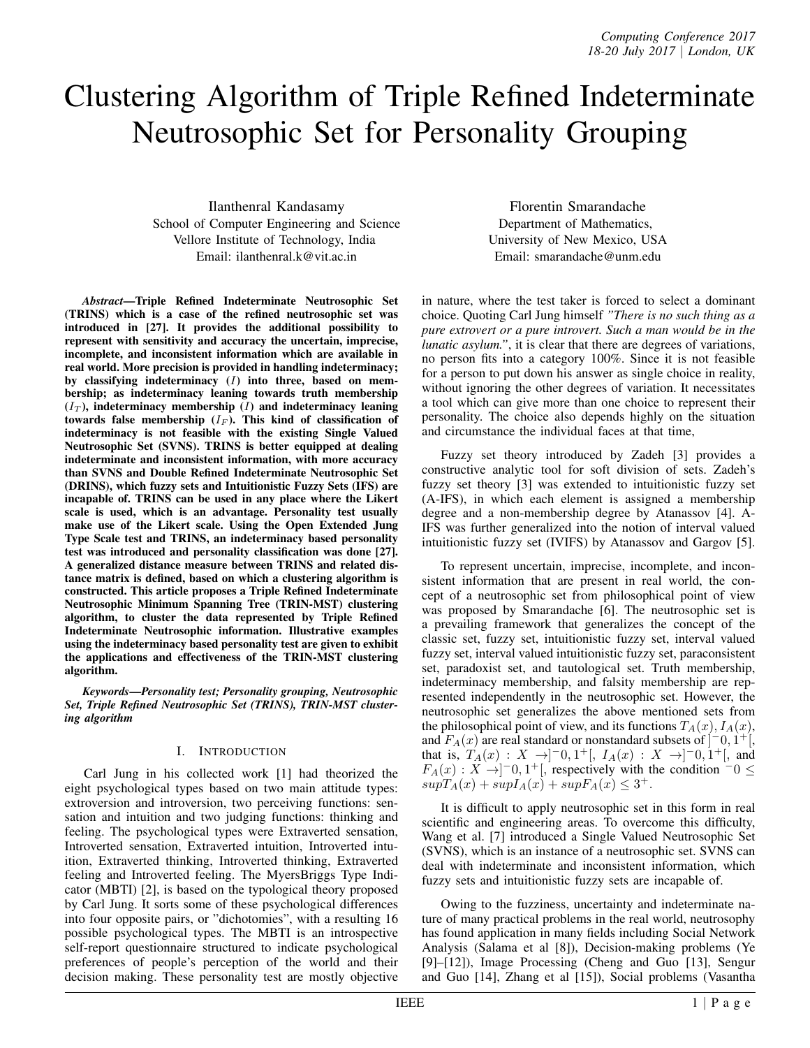# Clustering Algorithm of Triple Refined Indeterminate Neutrosophic Set for Personality Grouping

Ilanthenral Kandasamy
School of Computer Engineering and Science
Vellore Institute of Technology, India
Email: ilanthenral.k@vit.ac.in

Florentin Smarandache
Department of Mathematics,
University of New Mexico, USA
Email: smarandache@unm.edu

***Abstract*—Triple Refined Indeterminate Neutrosophic Set (TRINS) which is a case of the refined neutrosophic set was introduced in [27]. It provides the additional possibility to represent with sensitivity and accuracy the uncertain, imprecise, incomplete, and inconsistent information which are available in real world. More precision is provided in handling indeterminacy; by classifying indeterminacy ($I$) into three, based on membership; as indeterminacy leaning towards truth membership ($I_T$), indeterminacy membership ($I$) and indeterminacy leaning towards false membership ($I_F$). This kind of classification of indeterminacy is not feasible with the existing Single Valued Neutrosophic Set (SVNS). TRINS is better equipped at dealing indeterminate and inconsistent information, with more accuracy than SVNS and Double Refined Indeterminate Neutrosophic Set (DRINS), which fuzzy sets and Intuitionistic Fuzzy Sets (IFS) are incapable of. TRINS can be used in any place where the Likert scale is used, which is an advantage. Personality test usually make use of the Likert scale. Using the Open Extended Jung Type Scale test and TRINS, an indeterminacy based personality test was introduced and personality classification was done [27]. A generalized distance measure between TRINS and related distance matrix is defined, based on which a clustering algorithm is constructed. This article proposes a Triple Refined Indeterminate Neutrosophic Minimum Spanning Tree (TRIN-MST) clustering algorithm, to cluster the data represented by Triple Refined Indeterminate Neutrosophic information. Illustrative examples using the indeterminacy based personality test are given to exhibit the applications and effectiveness of the TRIN-MST clustering algorithm.**

***Keywords*—*Personality test; Personality grouping, Neutrosophic Set, Triple Refined Neutrosophic Set (TRINS), TRIN-MST clustering algorithm***

## I. Introduction

Carl Jung in his collected work [1] had theorized the eight psychological types based on two main attitude types: extroversion and introversion, two perceiving functions: sensation and intuition and two judging functions: thinking and feeling. The psychological types were Extraverted sensation, Introverted sensation, Extraverted intuition, Introverted intuition, Extraverted thinking, Introverted thinking, Extraverted feeling and Introverted feeling. The MyersBriggs Type Indicator (MBTI) [2], is based on the typological theory proposed by Carl Jung. It sorts some of these psychological differences into four opposite pairs, or "dichotomies", with a resulting 16 possible psychological types. The MBTI is an introspective self-report questionnaire structured to indicate psychological preferences of people's perception of the world and their decision making. These personality test are mostly objective in nature, where the test taker is forced to select a dominant choice. Quoting Carl Jung himself *"There is no such thing as a pure extrovert or a pure introvert. Such a man would be in the lunatic asylum."*, it is clear that there are degrees of variations, no person fits into a category 100%. Since it is not feasible for a person to put down his answer as single choice in reality, without ignoring the other degrees of variation. It necessitates a tool which can give more than one choice to represent their personality. The choice also depends highly on the situation and circumstance the individual faces at that time,

Fuzzy set theory introduced by Zadeh [3] provides a constructive analytic tool for soft division of sets. Zadeh's fuzzy set theory [3] was extended to intuitionistic fuzzy set (A-IFS), in which each element is assigned a membership degree and a non-membership degree by Atanassov [4]. A-IFS was further generalized into the notion of interval valued intuitionistic fuzzy set (IVIFS) by Atanassov and Gargov [5].

To represent uncertain, imprecise, incomplete, and inconsistent information that are present in real world, the concept of a neutrosophic set from philosophical point of view was proposed by Smarandache [6]. The neutrosophic set is a prevailing framework that generalizes the concept of the classic set, fuzzy set, intuitionistic fuzzy set, interval valued fuzzy set, interval valued intuitionistic fuzzy set, paraconsistent set, paradoxist set, and tautological set. Truth membership, indeterminacy membership, and falsity membership are represented independently in the neutrosophic set. However, the neutrosophic set generalizes the above mentioned sets from the philosophical point of view, and its functions $T_A(x), I_A(x)$, and $F_A(x)$ are real standard or nonstandard subsets of $]^-0, 1^+[$, that is, $T_A(x) : X \to ]^-0, 1^+[$, $I_A(x) : X \to ]^-0, 1^+[$, and $F_A(x) : X \to ]^-0, 1^+[$, respectively with the condition $^-0 \leq sup T_A(x) + sup I_A(x) + sup F_A(x) \leq 3^+$.

It is difficult to apply neutrosophic set in this form in real scientific and engineering areas. To overcome this difficulty, Wang et al. [7] introduced a Single Valued Neutrosophic Set (SVNS), which is an instance of a neutrosophic set. SVNS can deal with indeterminate and inconsistent information, which fuzzy sets and intuitionistic fuzzy sets are incapable of.

Owing to the fuzziness, uncertainty and indeterminate nature of many practical problems in the real world, neutrosophy has found application in many fields including Social Network Analysis (Salama et al [8]), Decision-making problems (Ye [9]–[12]), Image Processing (Cheng and Guo [13], Sengur and Guo [14], Zhang et al [15]), Social problems (Vasantha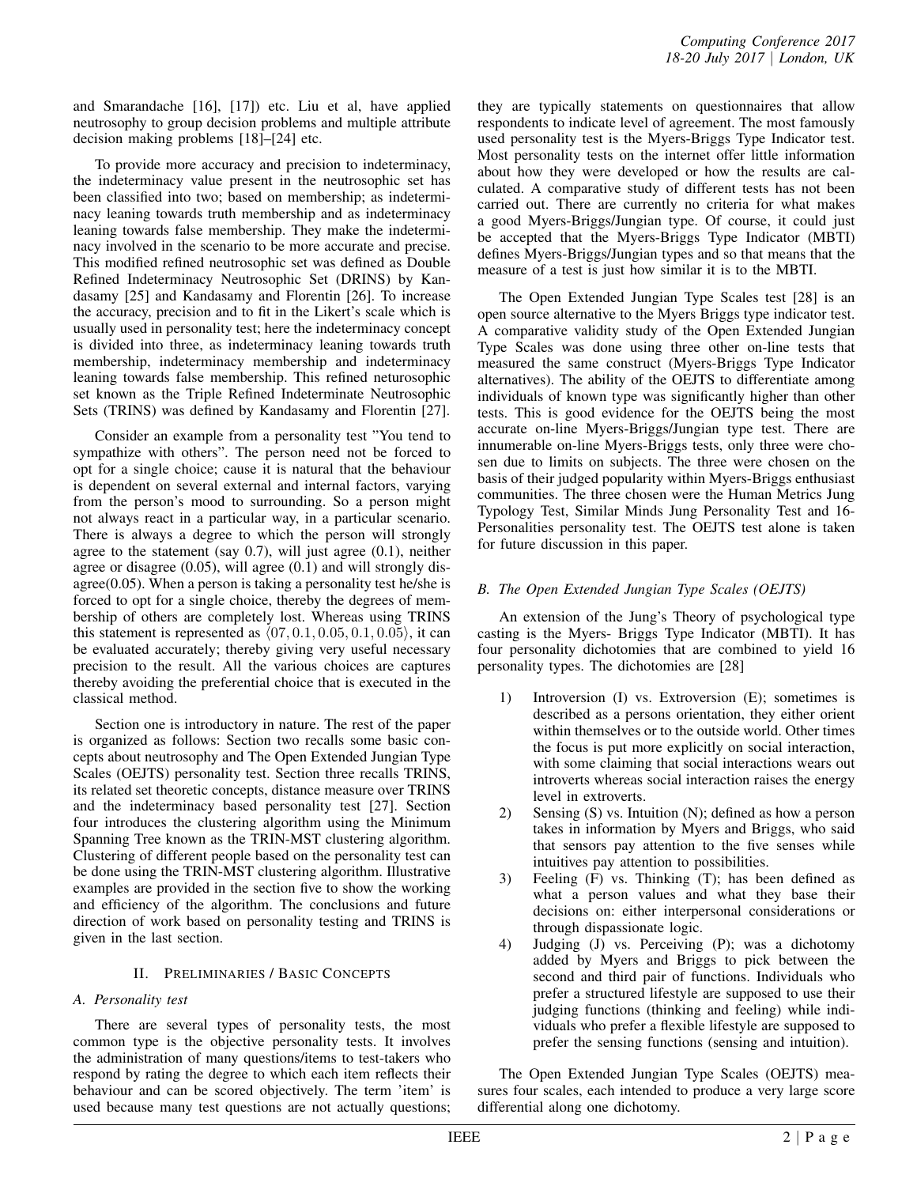and Smarandache [16], [17]) etc. Liu et al, have applied neutrosophy to group decision problems and multiple attribute decision making problems [18]–[24] etc.

To provide more accuracy and precision to indeterminacy, the indeterminacy value present in the neutrosophic set has been classified into two; based on membership; as indeterminacy leaning towards truth membership and as indeterminacy leaning towards false membership. They make the indeterminacy involved in the scenario to be more accurate and precise. This modified refined neutrosophic set was defined as Double Refined Indeterminacy Neutrosophic Set (DRINS) by Kandasamy [25] and Kandasamy and Florentin [26]. To increase the accuracy, precision and to fit in the Likert's scale which is usually used in personality test; here the indeterminacy concept is divided into three, as indeterminacy leaning towards truth membership, indeterminacy membership and indeterminacy leaning towards false membership. This refined neturosophic set known as the Triple Refined Indeterminate Neutrosophic Sets (TRINS) was defined by Kandasamy and Florentin [27].

Consider an example from a personality test "You tend to sympathize with others". The person need not be forced to opt for a single choice; cause it is natural that the behaviour is dependent on several external and internal factors, varying from the person's mood to surrounding. So a person might not always react in a particular way, in a particular scenario. There is always a degree to which the person will strongly agree to the statement (say 0.7), will just agree (0.1), neither agree or disagree (0.05), will agree (0.1) and will strongly disagree(0.05). When a person is taking a personality test he/she is forced to opt for a single choice, thereby the degrees of membership of others are completely lost. Whereas using TRINS this statement is represented as $\langle 07, 0.1, 0.05, 0.1, 0.05\rangle$, it can be evaluated accurately; thereby giving very useful necessary precision to the result. All the various choices are captures thereby avoiding the preferential choice that is executed in the classical method.

Section one is introductory in nature. The rest of the paper is organized as follows: Section two recalls some basic concepts about neutrosophy and The Open Extended Jungian Type Scales (OEJTS) personality test. Section three recalls TRINS, its related set theoretic concepts, distance measure over TRINS and the indeterminacy based personality test [27]. Section four introduces the clustering algorithm using the Minimum Spanning Tree known as the TRIN-MST clustering algorithm. Clustering of different people based on the personality test can be done using the TRIN-MST clustering algorithm. Illustrative examples are provided in the section five to show the working and efficiency of the algorithm. The conclusions and future direction of work based on personality testing and TRINS is given in the last section.

## II. Preliminaries / Basic Concepts

### A. Personality test

There are several types of personality tests, the most common type is the objective personality tests. It involves the administration of many questions/items to test-takers who respond by rating the degree to which each item reflects their behaviour and can be scored objectively. The term 'item' is used because many test questions are not actually questions; they are typically statements on questionnaires that allow respondents to indicate level of agreement. The most famously used personality test is the Myers-Briggs Type Indicator test. Most personality tests on the internet offer little information about how they were developed or how the results are calculated. A comparative study of different tests has not been carried out. There are currently no criteria for what makes a good Myers-Briggs/Jungian type. Of course, it could just be accepted that the Myers-Briggs Type Indicator (MBTI) defines Myers-Briggs/Jungian types and so that means that the measure of a test is just how similar it is to the MBTI.

The Open Extended Jungian Type Scales test [28] is an open source alternative to the Myers Briggs type indicator test. A comparative validity study of the Open Extended Jungian Type Scales was done using three other on-line tests that measured the same construct (Myers-Briggs Type Indicator alternatives). The ability of the OEJTS to differentiate among individuals of known type was significantly higher than other tests. This is good evidence for the OEJTS being the most accurate on-line Myers-Briggs/Jungian type test. There are innumerable on-line Myers-Briggs tests, only three were chosen due to limits on subjects. The three were chosen on the basis of their judged popularity within Myers-Briggs enthusiast communities. The three chosen were the Human Metrics Jung Typology Test, Similar Minds Jung Personality Test and 16-Personalities personality test. The OEJTS test alone is taken for future discussion in this paper.

### B. The Open Extended Jungian Type Scales (OEJTS)

An extension of the Jung's Theory of psychological type casting is the Myers- Briggs Type Indicator (MBTI). It has four personality dichotomies that are combined to yield 16 personality types. The dichotomies are [28]

1) Introversion (I) vs. Extroversion (E); sometimes is described as a persons orientation, they either orient within themselves or to the outside world. Other times the focus is put more explicitly on social interaction, with some claiming that social interactions wears out introverts whereas social interaction raises the energy level in extroverts.
2) Sensing (S) vs. Intuition (N); defined as how a person takes in information by Myers and Briggs, who said that sensors pay attention to the five senses while intuitives pay attention to possibilities.
3) Feeling (F) vs. Thinking (T); has been defined as what a person values and what they base their decisions on: either interpersonal considerations or through dispassionate logic.
4) Judging (J) vs. Perceiving (P); was a dichotomy added by Myers and Briggs to pick between the second and third pair of functions. Individuals who prefer a structured lifestyle are supposed to use their judging functions (thinking and feeling) while individuals who prefer a flexible lifestyle are supposed to prefer the sensing functions (sensing and intuition).

The Open Extended Jungian Type Scales (OEJTS) measures four scales, each intended to produce a very large score differential along one dichotomy.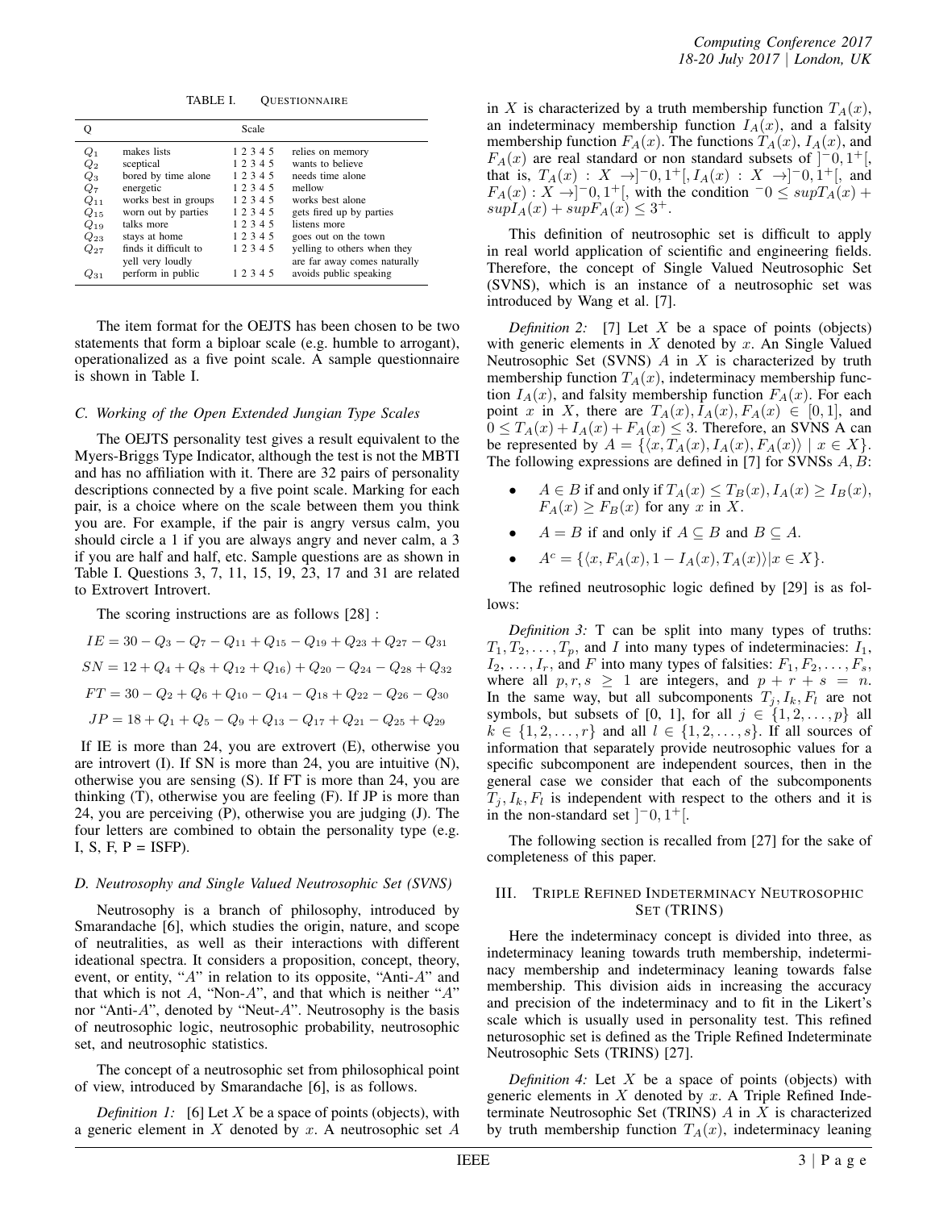TABLE I. QUESTIONNAIRE

| Q | | Scale | |
|---|---|---|---|
| $Q_1$ | makes lists | 1 2 3 4 5 | relies on memory |
| $Q_2$ | sceptical | 1 2 3 4 5 | wants to believe |
| $Q_3$ | bored by time alone | 1 2 3 4 5 | needs time alone |
| $Q_7$ | energetic | 1 2 3 4 5 | mellow |
| $Q_{11}$ | works best in groups | 1 2 3 4 5 | works best alone |
| $Q_{15}$ | worn out by parties | 1 2 3 4 5 | gets fired up by parties |
| $Q_{19}$ | talks more | 1 2 3 4 5 | listens more |
| $Q_{23}$ | stays at home | 1 2 3 4 5 | goes out on the town |
| $Q_{27}$ | finds it difficult to yell very loudly | 1 2 3 4 5 | yelling to others when they are far away comes naturally |
| $Q_{31}$ | perform in public | 1 2 3 4 5 | avoids public speaking |

The item format for the OEJTS has been chosen to be two statements that form a biploar scale (e.g. humble to arrogant), operationalized as a five point scale. A sample questionnaire is shown in Table I.

### C. Working of the Open Extended Jungian Type Scales

The OEJTS personality test gives a result equivalent to the Myers-Briggs Type Indicator, although the test is not the MBTI and has no affiliation with it. There are 32 pairs of personality descriptions connected by a five point scale. Marking for each pair, is a choice where on the scale between them you think you are. For example, if the pair is angry versus calm, you should circle a 1 if you are always angry and never calm, a 3 if you are half and half, etc. Sample questions are as shown in Table I. Questions 3, 7, 11, 15, 19, 23, 17 and 31 are related to Extrovert Introvert.

The scoring instructions are as follows [28] :

$$IE = 30 - Q_3 - Q_7 - Q_{11} + Q_{15} - Q_{19} + Q_{23} + Q_{27} - Q_{31}$$

$$SN = 12 + Q_4 + Q_8 + Q_{12} + Q_{16}) + Q_{20} - Q_{24} - Q_{28} + Q_{32}$$

$$FT = 30 - Q_2 + Q_6 + Q_{10} - Q_{14} - Q_{18} + Q_{22} - Q_{26} - Q_{30}$$

$$JP = 18 + Q_1 + Q_5 - Q_9 + Q_{13} - Q_{17} + Q_{21} - Q_{25} + Q_{29}$$

If IE is more than 24, you are extrovert (E), otherwise you are introvert (I). If SN is more than 24, you are intuitive (N), otherwise you are sensing (S). If FT is more than 24, you are thinking (T), otherwise you are feeling (F). If JP is more than 24, you are perceiving (P), otherwise you are judging (J). The four letters are combined to obtain the personality type (e.g. I, S, F, P = ISFP).

### D. Neutrosophy and Single Valued Neutrosophic Set (SVNS)

Neutrosophy is a branch of philosophy, introduced by Smarandache [6], which studies the origin, nature, and scope of neutralities, as well as their interactions with different ideational spectra. It considers a proposition, concept, theory, event, or entity, "$A$" in relation to its opposite, "Anti-$A$" and that which is not $A$, "Non-$A$", and that which is neither "$A$" nor "Anti-$A$", denoted by "Neut-$A$". Neutrosophy is the basis of neutrosophic logic, neutrosophic probability, neutrosophic set, and neutrosophic statistics.

The concept of a neutrosophic set from philosophical point of view, introduced by Smarandache [6], is as follows.

*Definition 1:* [6] Let $X$ be a space of points (objects), with a generic element in $X$ denoted by $x$. A neutrosophic set $A$ in $X$ is characterized by a truth membership function $T_A(x)$, an indeterminacy membership function $I_A(x)$, and a falsity membership function $F_A(x)$. The functions $T_A(x)$, $I_A(x)$, and $F_A(x)$ are real standard or non standard subsets of $]^-0, 1^+[$, that is, $T_A(x) : X \to ]^-0, 1^+[, I_A(x) : X \to ]^-0, 1^+[$, and $F_A(x) : X \to ]^-0, 1^+[$, with the condition $^-0 \leq sup T_A(x) + sup I_A(x) + sup F_A(x) \leq 3^+$.

This definition of neutrosophic set is difficult to apply in real world application of scientific and engineering fields. Therefore, the concept of Single Valued Neutrosophic Set (SVNS), which is an instance of a neutrosophic set was introduced by Wang et al. [7].

*Definition 2:* [7] Let $X$ be a space of points (objects) with generic elements in $X$ denoted by $x$. An Single Valued Neutrosophic Set (SVNS) $A$ in $X$ is characterized by truth membership function $T_A(x)$, indeterminacy membership function $I_A(x)$, and falsity membership function $F_A(x)$. For each point $x$ in $X$, there are $T_A(x), I_A(x), F_A(x) \in [0, 1]$, and $0 \leq T_A(x) + I_A(x) + F_A(x) \leq 3$. Therefore, an SVNS A can be represented by $A = \{\langle x, T_A(x), I_A(x), F_A(x)\rangle \mid x \in X\}$. The following expressions are defined in [7] for SVNSs $A, B$:

- $A \in B$ if and only if $T_A(x) \leq T_B(x), I_A(x) \geq I_B(x), F_A(x) \geq F_B(x)$ for any $x$ in $X$.
- $A = B$ if and only if $A \subseteq B$ and $B \subseteq A$.
- $A^c = \{\langle x, F_A(x), 1 - I_A(x), T_A(x)\rangle | x \in X\}$.

The refined neutrosophic logic defined by [29] is as follows:

*Definition 3:* T can be split into many types of truths: $T_1, T_2, \ldots, T_p$, and $I$ into many types of indeterminacies: $I_1, I_2, \ldots, I_r$, and $F$ into many types of falsities: $F_1, F_2, \ldots, F_s$, where all $p, r, s \geq 1$ are integers, and $p + r + s = n$. In the same way, but all subcomponents $T_j, I_k, F_l$ are not symbols, but subsets of [0, 1], for all $j \in \{1, 2, \ldots, p\}$ all $k \in \{1, 2, \ldots, r\}$ and all $l \in \{1, 2, \ldots, s\}$. If all sources of information that separately provide neutrosophic values for a specific subcomponent are independent sources, then in the general case we consider that each of the subcomponents $T_j, I_k, F_l$ is independent with respect to the others and it is in the non-standard set $]^-0, 1^+[$.

The following section is recalled from [27] for the sake of completeness of this paper.

## III. TRIPLE REFINED INDETERMINACY NEUTROSOPHIC SET (TRINS)

Here the indeterminacy concept is divided into three, as indeterminacy leaning towards truth membership, indeterminacy membership and indeterminacy leaning towards false membership. This division aids in increasing the accuracy and precision of the indeterminacy and to fit in the Likert's scale which is usually used in personality test. This refined neturosophic set is defined as the Triple Refined Indeterminate Neutrosophic Sets (TRINS) [27].

*Definition 4:* Let $X$ be a space of points (objects) with generic elements in $X$ denoted by $x$. A Triple Refined Indeterminate Neutrosophic Set (TRINS) $A$ in $X$ is characterized by truth membership function $T_A(x)$, indeterminacy leaning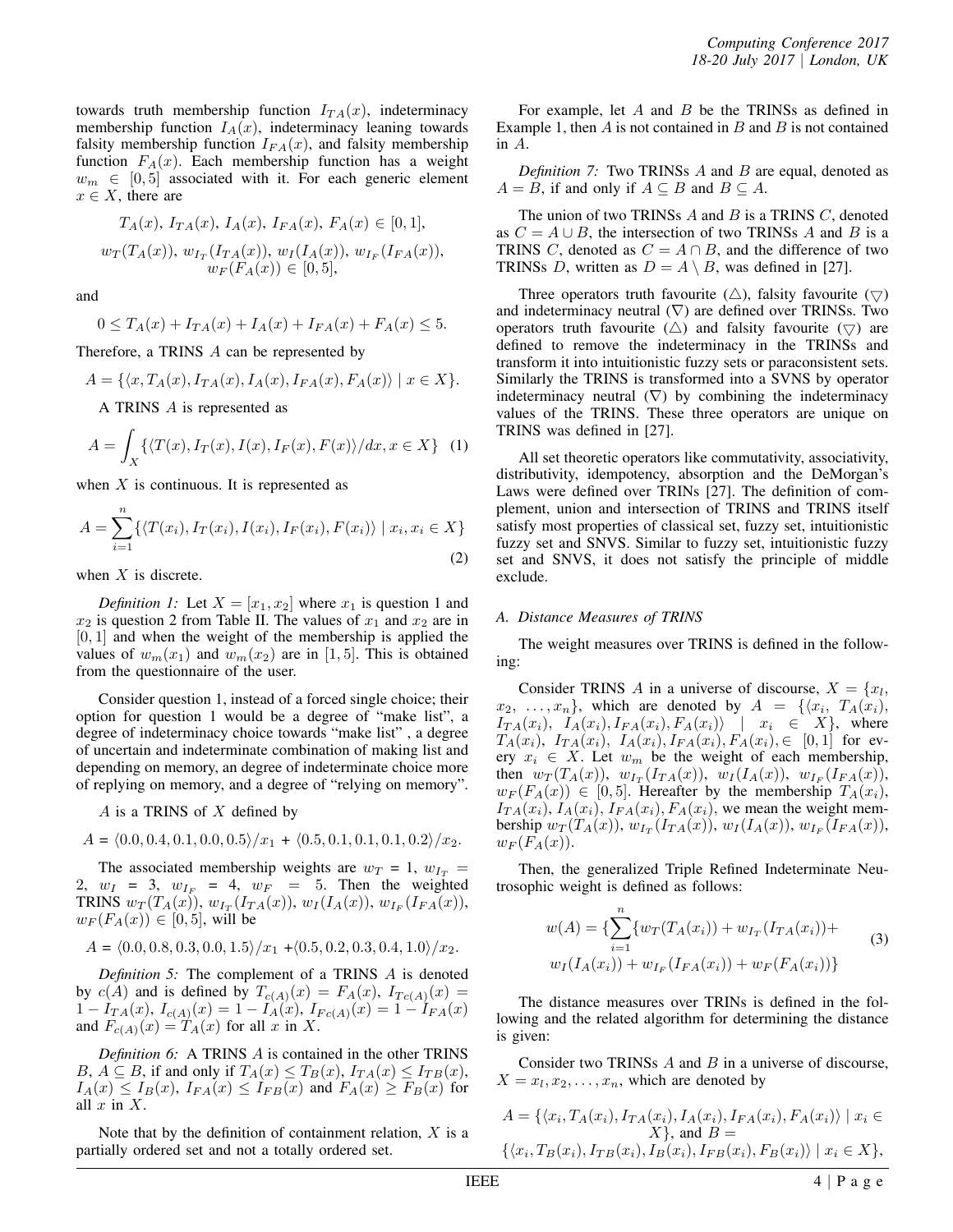towards truth membership function $I_{TA}(x)$, indeterminacy membership function $I_A(x)$, indeterminacy leaning towards falsity membership function $I_{FA}(x)$, and falsity membership function $F_A(x)$. Each membership function has a weight $w_m \in [0,5]$ associated with it. For each generic element $x \in X$, there are

$$T_A(x),\, I_{TA}(x),\, I_A(x),\, I_{FA}(x),\, F_A(x) \in [0,1],$$

$$w_T(T_A(x)),\, w_{I_T}(I_{TA}(x)),\, w_I(I_A(x)),\, w_{I_F}(I_{FA}(x)),\, w_F(F_A(x)) \in [0,5],$$

and

$$0 \leq T_A(x) + I_{TA}(x) + I_A(x) + I_{FA}(x) + F_A(x) \leq 5.$$

Therefore, a TRINS $A$ can be represented by

$$A = \{\langle x, T_A(x), I_{TA}(x), I_A(x), I_{FA}(x), F_A(x)\rangle \mid x \in X\}.$$

A TRINS $A$ is represented as

$$A = \int_X \{\langle T(x), I_T(x), I(x), I_F(x), F(x)\rangle / dx, x \in X\} \quad (1)$$

when $X$ is continuous. It is represented as

$$A = \sum_{i=1}^{n} \{\langle T(x_i), I_T(x_i), I(x_i), I_F(x_i), F(x_i)\rangle \mid x_i, x_i \in X\} \quad (2)$$

when $X$ is discrete.

*Definition 1:* Let $X = [x_1, x_2]$ where $x_1$ is question 1 and $x_2$ is question 2 from Table II. The values of $x_1$ and $x_2$ are in $[0,1]$ and when the weight of the membership is applied the values of $w_m(x_1)$ and $w_m(x_2)$ are in $[1,5]$. This is obtained from the questionnaire of the user.

Consider question 1, instead of a forced single choice; their option for question 1 would be a degree of "make list", a degree of indeterminacy choice towards "make list" , a degree of uncertain and indeterminate combination of making list and depending on memory, an degree of indeterminate choice more of replying on memory, and a degree of "relying on memory".

$A$ is a TRINS of $X$ defined by

$$A = \langle 0.0, 0.4, 0.1, 0.0, 0.5\rangle/x_1 + \langle 0.5, 0.1, 0.1, 0.1, 0.2\rangle/x_2.$$

The associated membership weights are $w_T = 1$, $w_{I_T} = 2$, $w_I = 3$, $w_{I_F} = 4$, $w_F = 5$. Then the weighted TRINS $w_T(T_A(x))$, $w_{I_T}(I_{TA}(x))$, $w_I(I_A(x))$, $w_{I_F}(I_{FA}(x))$, $w_F(F_A(x)) \in [0,5]$, will be

$$A = \langle 0.0, 0.8, 0.3, 0.0, 1.5\rangle/x_1 + \langle 0.5, 0.2, 0.3, 0.4, 1.0\rangle/x_2.$$

*Definition 5:* The complement of a TRINS $A$ is denoted by $c(A)$ and is defined by $T_{c(A)}(x) = F_A(x)$, $I_{Tc(A)}(x) = 1 - I_{TA}(x)$, $I_{c(A)}(x) = 1 - I_A(x)$, $I_{Fc(A)}(x) = 1 - I_{FA}(x)$ and $F_{c(A)}(x) = T_A(x)$ for all $x$ in $X$.

*Definition 6:* A TRINS $A$ is contained in the other TRINS $B$, $A \subseteq B$, if and only if $T_A(x) \leq T_B(x)$, $I_{TA}(x) \leq I_{TB}(x)$, $I_A(x) \leq I_B(x)$, $I_{FA}(x) \leq I_{FB}(x)$ and $F_A(x) \geq F_B(x)$ for all $x$ in $X$.

Note that by the definition of containment relation, $X$ is a partially ordered set and not a totally ordered set.

For example, let $A$ and $B$ be the TRINSs as defined in Example 1, then $A$ is not contained in $B$ and $B$ is not contained in $A$.

*Definition 7:* Two TRINSs $A$ and $B$ are equal, denoted as $A = B$, if and only if $A \subseteq B$ and $B \subseteq A$.

The union of two TRINSs $A$ and $B$ is a TRINS $C$, denoted as $C = A \cup B$, the intersection of two TRINSs $A$ and $B$ is a TRINS $C$, denoted as $C = A \cap B$, and the difference of two TRINSs $D$, written as $D = A \setminus B$, was defined in [27].

Three operators truth favourite ($\triangle$), falsity favourite ($\bigtriangledown$) and indeterminacy neutral ($\nabla$) are defined over TRINSs. Two operators truth favourite ($\triangle$) and falsity favourite ($\bigtriangledown$) are defined to remove the indeterminacy in the TRINSs and transform it into intuitionistic fuzzy sets or paraconsistent sets. Similarly the TRINS is transformed into a SVNS by operator indeterminacy neutral ($\nabla$) by combining the indeterminacy values of the TRINS. These three operators are unique on TRINS was defined in [27].

All set theoretic operators like commutativity, associativity, distributivity, idempotency, absorption and the DeMorgan's Laws were defined over TRINs [27]. The definition of complement, union and intersection of TRINS and TRINS itself satisfy most properties of classical set, fuzzy set, intuitionistic fuzzy set and SNVS. Similar to fuzzy set, intuitionistic fuzzy set and SNVS, it does not satisfy the principle of middle exclude.

### A. Distance Measures of TRINS

The weight measures over TRINS is defined in the following:

Consider TRINS $A$ in a universe of discourse, $X = \{x_l, x_2, \ldots, x_n\}$, which are denoted by $A = \{\langle x_i, T_A(x_i), I_{TA}(x_i), I_A(x_i), I_{FA}(x_i), F_A(x_i)\rangle \mid x_i \in X\}$, where $T_A(x_i)$, $I_{TA}(x_i)$, $I_A(x_i), I_{FA}(x_i), F_A(x_i), \in [0,1]$ for every $x_i \in X$. Let $w_m$ be the weight of each membership, then $w_T(T_A(x))$, $w_{I_T}(I_{TA}(x))$, $w_I(I_A(x))$, $w_{I_F}(I_{FA}(x))$, $w_F(F_A(x)) \in [0,5]$. Hereafter by the membership $T_A(x_i)$, $I_{TA}(x_i)$, $I_A(x_i)$, $I_{FA}(x_i), F_A(x_i)$, we mean the weight membership $w_T(T_A(x))$, $w_{I_T}(I_{TA}(x))$, $w_I(I_A(x))$, $w_{I_F}(I_{FA}(x))$, $w_F(F_A(x))$.

Then, the generalized Triple Refined Indeterminate Neutrosophic weight is defined as follows:

$$w(A) = \{\sum_{i=1}^{n}\{w_T(T_A(x_i)) + w_{I_T}(I_{TA}(x_i)) + w_I(I_A(x_i)) + w_{I_F}(I_{FA}(x_i)) + w_F(F_A(x_i))\} \quad (3)$$

The distance measures over TRINs is defined in the following and the related algorithm for determining the distance is given:

Consider two TRINSs $A$ and $B$ in a universe of discourse, $X = x_l, x_2, \ldots, x_n$, which are denoted by

$$A = \{\langle x_i, T_A(x_i), I_{TA}(x_i), I_A(x_i), I_{FA}(x_i), F_A(x_i)\rangle \mid x_i \in X\}, \text{ and } B = \{\langle x_i, T_B(x_i), I_{TB}(x_i), I_B(x_i), I_{FB}(x_i), F_B(x_i)\rangle \mid x_i \in X\},$$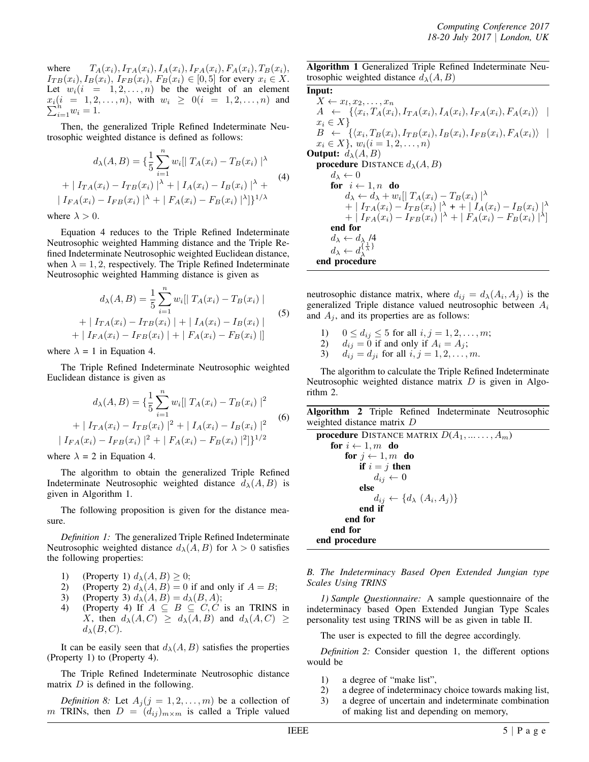where $T_A(x_i), I_{TA}(x_i), I_A(x_i), I_{FA}(x_i), F_A(x_i), T_B(x_i), I_{TB}(x_i), I_B(x_i), I_{FB}(x_i), F_B(x_i) \in [0, 5]$ for every $x_i \in X$. Let $w_i(i = 1, 2, \ldots, n)$ be the weight of an element $x_i(i = 1, 2, \ldots, n)$, with $w_i \geq 0(i = 1, 2, \ldots, n)$ and $\sum_{i=1}^{n} w_i = 1$.

Then, the generalized Triple Refined Indeterminate Neutrosophic weighted distance is defined as follows:

$$d_\lambda(A, B) = \{\frac{1}{5}\sum_{i=1}^{n} w_i[\mid T_A(x_i) - T_B(x_i) \mid^\lambda + \mid I_{TA}(x_i) - I_{TB}(x_i) \mid^\lambda + \mid I_A(x_i) - I_B(x_i) \mid^\lambda + \mid I_{FA}(x_i) - I_{FB}(x_i) \mid^\lambda + \mid F_A(x_i) - F_B(x_i) \mid^\lambda]\}^{1/\lambda} \quad (4)$$

where $\lambda > 0$.

Equation 4 reduces to the Triple Refined Indeterminate Neutrosophic weighted Hamming distance and the Triple Refined Indeterminate Neutrosophic weighted Euclidean distance, when $\lambda = 1, 2$, respectively. The Triple Refined Indeterminate Neutrosophic weighted Hamming distance is given as

$$d_\lambda(A, B) = \frac{1}{5}\sum_{i=1}^{n} w_i[\mid T_A(x_i) - T_B(x_i) \mid + \mid I_{TA}(x_i) - I_{TB}(x_i) \mid + \mid I_A(x_i) - I_B(x_i) \mid + \mid I_{FA}(x_i) - I_{FB}(x_i) \mid + \mid F_A(x_i) - F_B(x_i) \mid] \quad (5)$$

where $\lambda$ = 1 in Equation 4.

The Triple Refined Indeterminate Neutrosophic weighted Euclidean distance is given as

$$d_\lambda(A, B) = \{\frac{1}{5}\sum_{i=1}^{n} w_i[\mid T_A(x_i) - T_B(x_i) \mid^2 + \mid I_{TA}(x_i) - I_{TB}(x_i) \mid^2 + \mid I_A(x_i) - I_B(x_i) \mid^2 \mid I_{FA}(x_i) - I_{FB}(x_i) \mid^2 + \mid F_A(x_i) - F_B(x_i) \mid^2]\}^{1/2} \quad (6)$$

where $\lambda$ = 2 in Equation 4.

The algorithm to obtain the generalized Triple Refined Indeterminate Neutrosophic weighted distance $d_\lambda(A, B)$ is given in Algorithm 1.

The following proposition is given for the distance measure.

*Definition 1:* The generalized Triple Refined Indeterminate Neutrosophic weighted distance $d_\lambda(A, B)$ for $\lambda > 0$ satisfies the following properties:

1) (Property 1) $d_\lambda(A, B) \geq 0$;
2) (Property 2) $d_\lambda(A, B) = 0$ if and only if $A = B$;
3) (Property 3) $d_\lambda(A, B) = d_\lambda(B, A)$;
4) (Property 4) If $A \subseteq B \subseteq C, C$ is an TRINS in $X$, then $d_\lambda(A, C) \geq d_\lambda(A, B)$ and $d_\lambda(A, C) \geq d_\lambda(B, C)$.

It can be easily seen that $d_\lambda(A, B)$ satisfies the properties (Property 1) to (Property 4).

The Triple Refined Indeterminate Neutrosophic distance matrix $D$ is defined in the following.

*Definition 8:* Let $A_j(j = 1, 2, \ldots, m)$ be a collection of $m$ TRINs, then $D = (d_{ij})_{m\times m}$ is called a Triple valued neutrosophic distance matrix, where $d_{ij} = d_\lambda(A_i, A_j)$ is the generalized Triple distance valued neutrosophic between $A_i$ and $A_j$, and its properties are as follows:

1) $0 \leq d_{ij} \leq 5$ for all $i, j = 1, 2, \ldots, m$;
2) $d_{ij} = 0$ if and only if $A_i = A_j$;
3) $d_{ij} = d_{ji}$ for all $i, j = 1, 2, \ldots, m$.

The algorithm to calculate the Triple Refined Indeterminate Neutrosophic weighted distance matrix $D$ is given in Algorithm 2.

**Algorithm 1** Generalized Triple Refined Indeterminate Neutrosophic weighted distance $d_\lambda(A, B)$

**Input:**
$X \leftarrow x_l, x_2, \ldots, x_n$
$A \leftarrow \{\langle x_i, T_A(x_i), I_{TA}(x_i), I_A(x_i), I_{FA}(x_i), F_A(x_i)\rangle \mid x_i \in X\}$
$B \leftarrow \{\langle x_i, T_B(x_i), I_{TB}(x_i), I_B(x_i), I_{FB}(x_i), F_A(x_i)\rangle \mid x_i \in X\}$, $w_i(i = 1, 2, \ldots, n)$
**Output:** $d_\lambda(A, B)$
**procedure** DISTANCE $d_\lambda(A, B)$
  $d_\lambda \leftarrow 0$
  **for** $i \leftarrow 1, n$ **do**
    $d_\lambda \leftarrow d_\lambda + w_i[\mid T_A(x_i) - T_B(x_i) \mid^\lambda + \mid I_{TA}(x_i) - I_{TB}(x_i) \mid^\lambda + + \mid I_A(x_i) - I_B(x_i) \mid^\lambda + \mid I_{FA}(x_i) - I_{FB}(x_i) \mid^\lambda + \mid F_A(x_i) - F_B(x_i) \mid^\lambda]$
  **end for**
  $d_\lambda \leftarrow d_\lambda /4$
  $d_\lambda \leftarrow d_\lambda^{\{\frac{1}{\lambda}\}}$
**end procedure**

**Algorithm 2** Triple Refined Indeterminate Neutrosophic weighted distance matrix $D$

**procedure** DISTANCE MATRIX $D(A_1, \ldots, A_m)$
  **for** $i \leftarrow 1, m$ **do**
    **for** $j \leftarrow 1, m$ **do**
      **if** $i = j$ **then**
        $d_{ij} \leftarrow 0$
      **else**
        $d_{ij} \leftarrow \{d_\lambda(A_i, A_j)\}$
      **end if**
    **end for**
  **end for**
**end procedure**

### *B. The Indeterminacy Based Open Extended Jungian type Scales Using TRINS*

*1) Sample Questionnaire:* A sample questionnaire of the indeterminacy based Open Extended Jungian Type Scales personality test using TRINS will be as given in table II.

The user is expected to fill the degree accordingly.

*Definition 2:* Consider question 1, the different options would be

1) a degree of "make list",
2) a degree of indeterminacy choice towards making list,
3) a degree of uncertain and indeterminate combination of making list and depending on memory,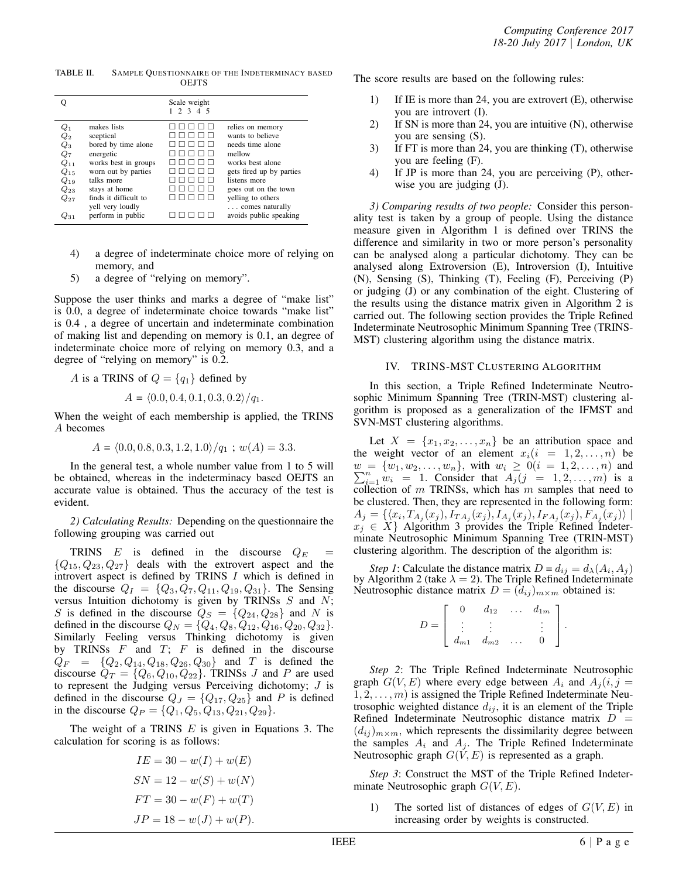TABLE II. SAMPLE QUESTIONNAIRE OF THE INDETERMINACY BASED OEJTS

| Q | | Scale weight 1 2 3 4 5 | |
|---|---|---|---|
| $Q_1$ | makes lists | □ □ □ □ □ | relies on memory |
| $Q_2$ | sceptical | □ □ □ □ □ | wants to believe |
| $Q_3$ | bored by time alone | □ □ □ □ □ | needs time alone |
| $Q_7$ | energetic | □ □ □ □ □ | mellow |
| $Q_{11}$ | works best in groups | □ □ □ □ □ | works best alone |
| $Q_{15}$ | worn out by parties | □ □ □ □ □ | gets fired up by parties |
| $Q_{19}$ | talks more | □ □ □ □ □ | listens more |
| $Q_{23}$ | stays at home | □ □ □ □ □ | goes out on the town |
| $Q_{27}$ | finds it difficult to yell very loudly | □ □ □ □ □ | yelling to others . . . comes naturally |
| $Q_{31}$ | perform in public | □ □ □ □ □ | avoids public speaking |

4) a degree of indeterminate choice more of relying on memory, and
5) a degree of "relying on memory".

Suppose the user thinks and marks a degree of "make list" is 0.0, a degree of indeterminate choice towards "make list" is 0.4 , a degree of uncertain and indeterminate combination of making list and depending on memory is 0.1, an degree of indeterminate choice more of relying on memory 0.3, and a degree of "relying on memory" is 0.2.

$A$ is a TRINS of $Q = \{q_1\}$ defined by

$$A = \langle 0.0, 0.4, 0.1, 0.3, 0.2\rangle/q_1.$$

When the weight of each membership is applied, the TRINS $A$ becomes

$$A = \langle 0.0, 0.8, 0.3, 1.2, 1.0\rangle/q_1 \ ; \ w(A) = 3.3.$$

In the general test, a whole number value from 1 to 5 will be obtained, whereas in the indeterminacy based OEJTS an accurate value is obtained. Thus the accuracy of the test is evident.

*2) Calculating Results:* Depending on the questionnaire the following grouping was carried out

TRINS $E$ is defined in the discourse $Q_E = \{Q_{15}, Q_{23}, Q_{27}\}$ deals with the extrovert aspect and the introvert aspect is defined by TRINS $I$ which is defined in the discourse $Q_I = \{Q_3, Q_7, Q_{11}, Q_{19}, Q_{31}\}$. The Sensing versus Intuition dichotomy is given by TRINSs $S$ and $N$; $S$ is defined in the discourse $Q_S = \{Q_{24}, Q_{28}\}$ and $N$ is defined in the discourse $Q_N = \{Q_4, Q_8, Q_{12}, Q_{16}, Q_{20}, Q_{32}\}$. Similarly Feeling versus Thinking dichotomy is given by TRINSs $F$ and $T$; $F$ is defined in the discourse $Q_F = \{Q_2, Q_{14}, Q_{18}, Q_{26}, Q_{30}\}$ and $T$ is defined the discourse $Q_T = \{Q_6, Q_{10}, Q_{22}\}$. TRINSs $J$ and $P$ are used to represent the Judging versus Perceiving dichotomy; $J$ is defined in the discourse $Q_J = \{Q_{17}, Q_{25}\}$ and $P$ is defined in the discourse $Q_P = \{Q_1, Q_5, Q_{13}, Q_{21}, Q_{29}\}$.

The weight of a TRINS $E$ is given in Equations 3. The calculation for scoring is as follows:

$$IE = 30 - w(I) + w(E)$$

$$SN = 12 - w(S) + w(N)$$

$$FT = 30 - w(F) + w(T)$$

$$JP = 18 - w(J) + w(P).$$

The score results are based on the following rules:

1) If IE is more than 24, you are extrovert (E), otherwise you are introvert (I).
2) If SN is more than 24, you are intuitive (N), otherwise you are sensing (S).
3) If FT is more than 24, you are thinking (T), otherwise you are feeling (F).
4) If JP is more than 24, you are perceiving (P), otherwise you are judging (J).

*3) Comparing results of two people:* Consider this personality test is taken by a group of people. Using the distance measure given in Algorithm 1 is defined over TRINS the difference and similarity in two or more person's personality can be analysed along a particular dichotomy. They can be analysed along Extroversion (E), Introversion (I), Intuitive (N), Sensing (S), Thinking (T), Feeling (F), Perceiving (P) or judging (J) or any combination of the eight. Clustering of the results using the distance matrix given in Algorithm 2 is carried out. The following section provides the Triple Refined Indeterminate Neutrosophic Minimum Spanning Tree (TRINS-MST) clustering algorithm using the distance matrix.

## IV. TRINS-MST CLUSTERING ALGORITHM

In this section, a Triple Refined Indeterminate Neutrosophic Minimum Spanning Tree (TRIN-MST) clustering algorithm is proposed as a generalization of the IFMST and SVN-MST clustering algorithms.

Let $X = \{x_1, x_2, \ldots, x_n\}$ be an attribution space and the weight vector of an element $x_i (i = 1, 2, \ldots, n)$ be $w = \{w_1, w_2, \ldots, w_n\}$, with $w_i \geq 0 (i = 1, 2, \ldots, n)$ and $\sum_{i=1}^{n} w_i = 1$. Consider that $A_j (j = 1, 2, \ldots, m)$ is a collection of $m$ TRINSs, which has $m$ samples that need to be clustered. Then, they are represented in the following form: $A_j = \{\langle x_i, T_{A_j}(x_j), I_{TA_j}(x_j), I_{A_j}(x_j), I_{FA_j}(x_j), F_{A_j}(x_j)\rangle \mid x_j \in X\}$ Algorithm 3 provides the Triple Refined Indeterminate Neutrosophic Minimum Spanning Tree (TRIN-MST) clustering algorithm. The description of the algorithm is:

*Step 1*: Calculate the distance matrix $D = d_{ij} = d_\lambda(A_i, A_j)$ by Algorithm 2 (take $\lambda = 2$). The Triple Refined Indeterminate Neutrosophic distance matrix $D = (d_{ij})_{m \times m}$ obtained is:

$$D = \begin{bmatrix} 0 & d_{12} & \ldots & d_{1m} \\ \vdots & \vdots & & \vdots \\ d_{m1} & d_{m2} & \ldots & 0 \end{bmatrix}.$$

*Step 2*: The Triple Refined Indeterminate Neutrosophic graph $G(V, E)$ where every edge between $A_i$ and $A_j (i, j = 1, 2, \ldots, m)$ is assigned the Triple Refined Indeterminate Neutrosophic weighted distance $d_{ij}$, it is an element of the Triple Refined Indeterminate Neutrosophic distance matrix $D = (d_{ij})_{m \times m}$, which represents the dissimilarity degree between the samples $A_i$ and $A_j$. The Triple Refined Indeterminate Neutrosophic graph $G(V, E)$ is represented as a graph.

*Step 3*: Construct the MST of the Triple Refined Indeterminate Neutrosophic graph $G(V, E)$.

1) The sorted list of distances of edges of $G(V, E)$ in increasing order by weights is constructed.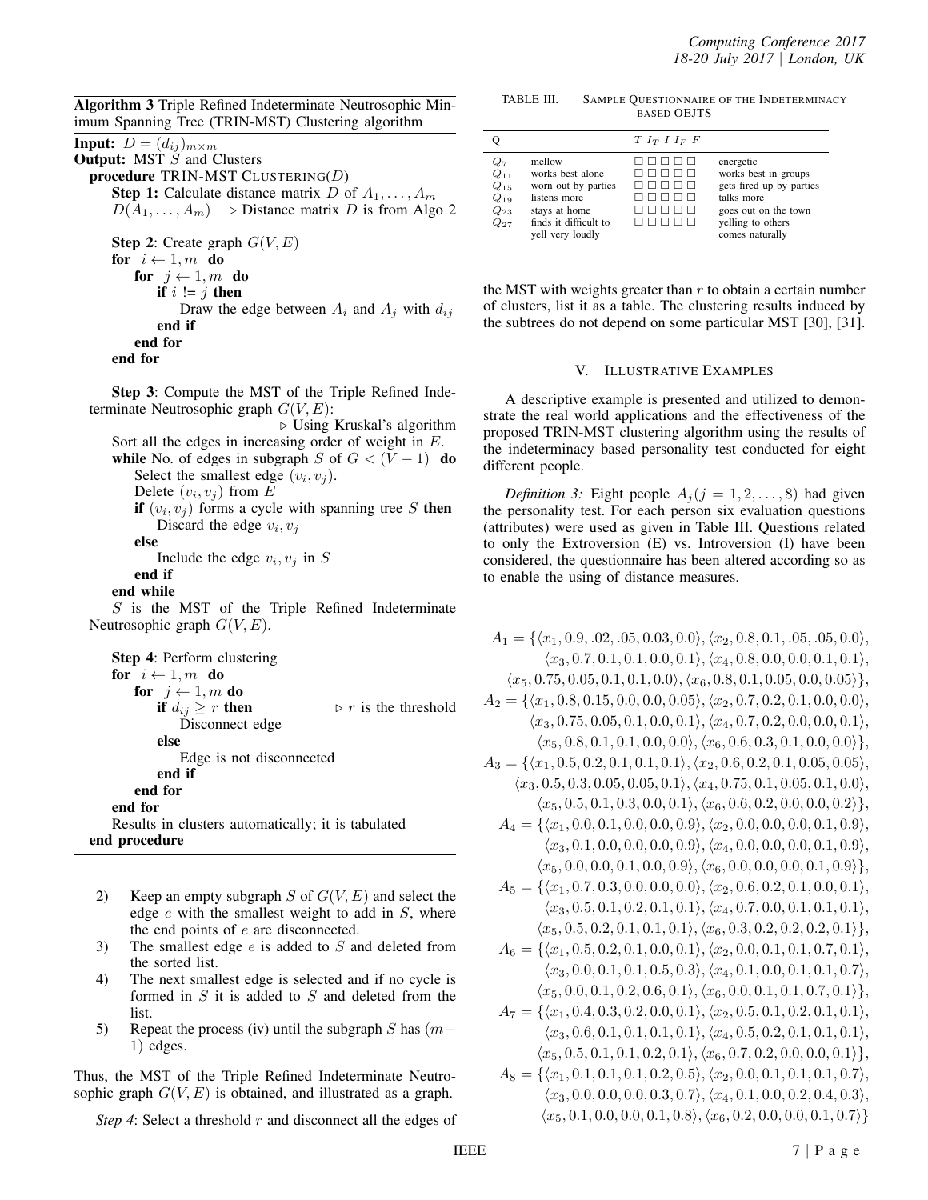**Algorithm 3** Triple Refined Indeterminate Neutrosophic Minimum Spanning Tree (TRIN-MST) Clustering algorithm

```
Input: D = (d_ij)_{m×m}
Output: MST S and Clusters
procedure TRIN-MST CLUSTERING(D)
    Step 1: Calculate distance matrix D of A_1, ..., A_m
    D(A_1, ..., A_m)    ▷ Distance matrix D is from Algo 2

    Step 2: Create graph G(V, E)
    for i ← 1, m do
        for j ← 1, m do
            if i != j then
                Draw the edge between A_i and A_j with d_ij
            end if
        end for
    end for

    Step 3: Compute the MST of the Triple Refined Indeterminate Neutrosophic graph G(V, E):
                                            ▷ Using Kruskal's algorithm
    Sort all the edges in increasing order of weight in E.
    while No. of edges in subgraph S of G < (V − 1) do
        Select the smallest edge (v_i, v_j).
        Delete (v_i, v_j) from E
        if (v_i, v_j) forms a cycle with spanning tree S then
            Discard the edge v_i, v_j
        else
            Include the edge v_i, v_j in S
        end if
    end while
    S is the MST of the Triple Refined Indeterminate Neutrosophic graph G(V, E).

    Step 4: Perform clustering
    for i ← 1, m do
        for j ← 1, m do
            if d_ij ≥ r then                ▷ r is the threshold
                Disconnect edge
            else
                Edge is not disconnected
            end if
        end for
    end for
    Results in clusters automatically; it is tabulated
end procedure
```

2) Keep an empty subgraph $S$ of $G(V,E)$ and select the edge $e$ with the smallest weight to add in $S$, where the end points of $e$ are disconnected.
3) The smallest edge $e$ is added to $S$ and deleted from the sorted list.
4) The next smallest edge is selected and if no cycle is formed in $S$ it is added to $S$ and deleted from the list.
5) Repeat the process (iv) until the subgraph $S$ has $(m-1)$ edges.

Thus, the MST of the Triple Refined Indeterminate Neutrosophic graph $G(V,E)$ is obtained, and illustrated as a graph.

*Step 4*: Select a threshold $r$ and disconnect all the edges of the MST with weights greater than $r$ to obtain a certain number of clusters, list it as a table. The clustering results induced by the subtrees do not depend on some particular MST [30], [31].

TABLE III. SAMPLE QUESTIONNAIRE OF THE INDETERMINACY BASED OEJTS

| Q | | $T$ $I_T$ $I$ $I_F$ $F$ | |
|---|---|---|---|
| $Q_7$ | mellow | □ □ □ □ □ | energetic |
| $Q_{11}$ | works best alone | □ □ □ □ □ | works best in groups |
| $Q_{15}$ | worn out by parties | □ □ □ □ □ | gets fired up by parties |
| $Q_{19}$ | listens more | □ □ □ □ □ | talks more |
| $Q_{23}$ | stays at home | □ □ □ □ □ | goes out on the town |
| $Q_{27}$ | finds it difficult to yell very loudly | □ □ □ □ □ | yelling to others comes naturally |

## V. ILLUSTRATIVE EXAMPLES

A descriptive example is presented and utilized to demonstrate the real world applications and the effectiveness of the proposed TRIN-MST clustering algorithm using the results of the indeterminacy based personality test conducted for eight different people.

*Definition 3:* Eight people $A_j(j=1,2,\ldots,8)$ had given the personality test. For each person six evaluation questions (attributes) were used as given in Table III. Questions related to only the Extroversion (E) vs. Introversion (I) have been considered, the questionnaire has been altered according so as to enable the using of distance measures.

$$
\begin{aligned}
A_1 = \{&\langle x_1, 0.9, .02, .05, 0.03, 0.0\rangle, \langle x_2, 0.8, 0.1, .05, .05, 0.0\rangle,\\
&\langle x_3, 0.7, 0.1, 0.1, 0.0, 0.1\rangle, \langle x_4, 0.8, 0.0, 0.0, 0.1, 0.1\rangle,\\
&\langle x_5, 0.75, 0.05, 0.1, 0.1, 0.0\rangle, \langle x_6, 0.8, 0.1, 0.05, 0.0, 0.05\rangle\},\\
A_2 = \{&\langle x_1, 0.8, 0.15, 0.0, 0.0, 0.05\rangle, \langle x_2, 0.7, 0.2, 0.1, 0.0, 0.0\rangle,\\
&\langle x_3, 0.75, 0.05, 0.1, 0.0, 0.1\rangle, \langle x_4, 0.7, 0.2, 0.0, 0.0, 0.1\rangle,\\
&\langle x_5, 0.8, 0.1, 0.1, 0.0, 0.0\rangle, \langle x_6, 0.6, 0.3, 0.1, 0.0, 0.0\rangle\},\\
A_3 = \{&\langle x_1, 0.5, 0.2, 0.1, 0.1, 0.1\rangle, \langle x_2, 0.6, 0.2, 0.1, 0.05, 0.05\rangle,\\
&\langle x_3, 0.5, 0.3, 0.05, 0.05, 0.1\rangle, \langle x_4, 0.75, 0.1, 0.05, 0.1, 0.0\rangle,\\
&\langle x_5, 0.5, 0.1, 0.3, 0.0, 0.1\rangle, \langle x_6, 0.6, 0.2, 0.0, 0.0, 0.2\rangle\},\\
A_4 = \{&\langle x_1, 0.0, 0.1, 0.0, 0.0, 0.9\rangle, \langle x_2, 0.0, 0.0, 0.0, 0.1, 0.9\rangle,\\
&\langle x_3, 0.1, 0.0, 0.0, 0.0, 0.9\rangle, \langle x_4, 0.0, 0.0, 0.0, 0.1, 0.9\rangle,\\
&\langle x_5, 0.0, 0.0, 0.1, 0.0, 0.9\rangle, \langle x_6, 0.0, 0.0, 0.0, 0.1, 0.9\rangle\},\\
A_5 = \{&\langle x_1, 0.7, 0.3, 0.0, 0.0, 0.0\rangle, \langle x_2, 0.6, 0.2, 0.1, 0.0, 0.1\rangle,\\
&\langle x_3, 0.5, 0.1, 0.2, 0.1, 0.1\rangle, \langle x_4, 0.7, 0.0, 0.1, 0.1, 0.1\rangle,\\
&\langle x_5, 0.5, 0.2, 0.1, 0.1, 0.1\rangle, \langle x_6, 0.3, 0.2, 0.2, 0.2, 0.1\rangle\},\\
A_6 = \{&\langle x_1, 0.5, 0.2, 0.1, 0.0, 0.1\rangle, \langle x_2, 0.0, 0.1, 0.1, 0.7, 0.1\rangle,\\
&\langle x_3, 0.0, 0.1, 0.1, 0.5, 0.3\rangle, \langle x_4, 0.1, 0.0, 0.1, 0.1, 0.7\rangle,\\
&\langle x_5, 0.0, 0.1, 0.2, 0.6, 0.1\rangle, \langle x_6, 0.0, 0.1, 0.1, 0.7, 0.1\rangle\},\\
A_7 = \{&\langle x_1, 0.4, 0.3, 0.2, 0.0, 0.1\rangle, \langle x_2, 0.5, 0.1, 0.2, 0.1, 0.1\rangle,\\
&\langle x_3, 0.6, 0.1, 0.1, 0.1, 0.1\rangle, \langle x_4, 0.5, 0.2, 0.1, 0.1, 0.1\rangle,\\
&\langle x_5, 0.5, 0.1, 0.1, 0.2, 0.1\rangle, \langle x_6, 0.7, 0.2, 0.0, 0.0, 0.1\rangle\},\\
A_8 = \{&\langle x_1, 0.1, 0.1, 0.1, 0.2, 0.5\rangle, \langle x_2, 0.0, 0.1, 0.1, 0.1, 0.7\rangle,\\
&\langle x_3, 0.0, 0.0, 0.0, 0.3, 0.7\rangle, \langle x_4, 0.1, 0.0, 0.2, 0.4, 0.3\rangle,\\
&\langle x_5, 0.1, 0.0, 0.0, 0.1, 0.8\rangle, \langle x_6, 0.2, 0.0, 0.0, 0.1, 0.7\rangle\}
\end{aligned}
$$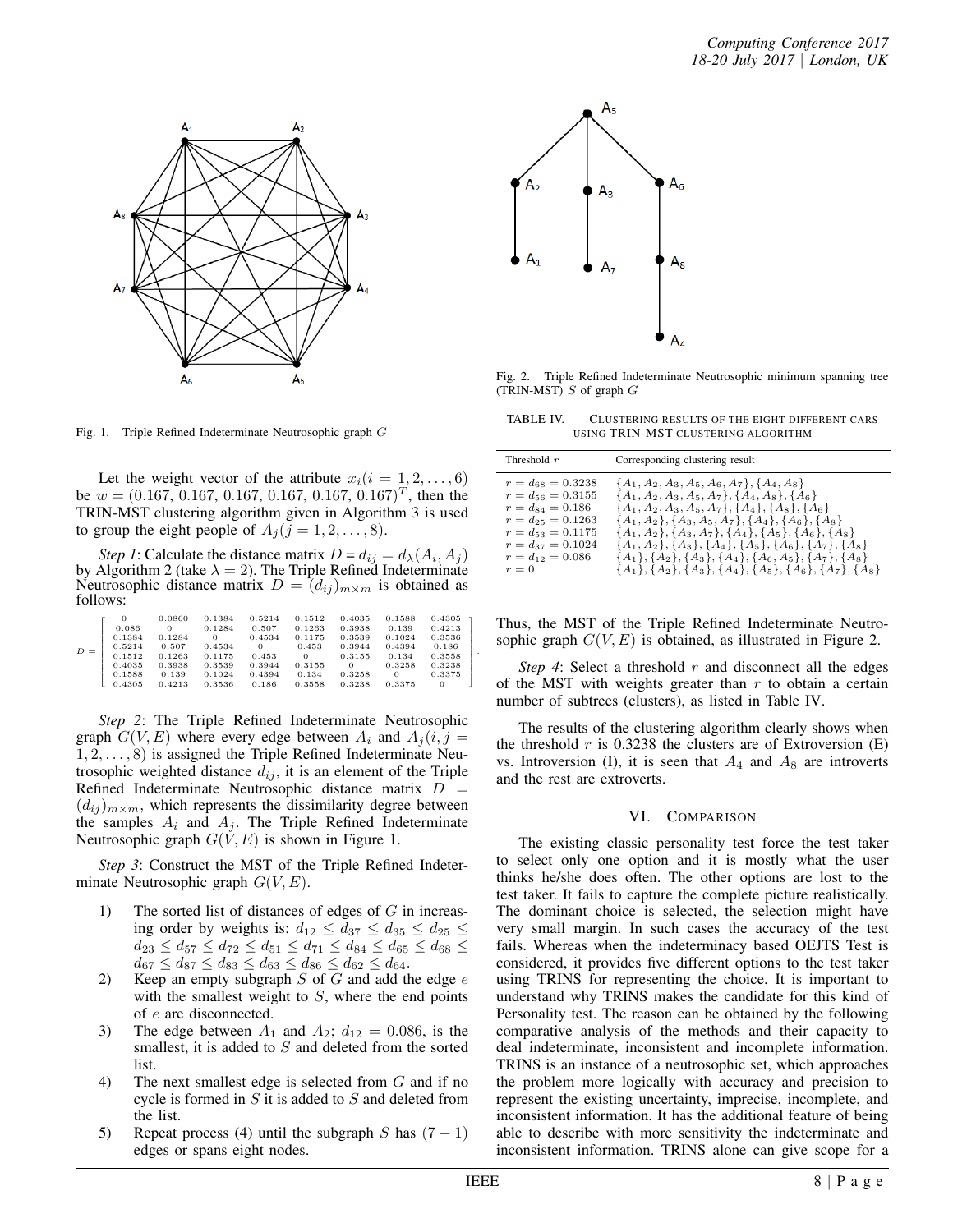Fig. 1. Triple Refined Indeterminate Neutrosophic graph $G$

Let the weight vector of the attribute $x_i (i = 1, 2, \ldots, 6)$ be $w = (0.167, 0.167, 0.167, 0.167, 0.167, 0.167)^T$, then the TRIN-MST clustering algorithm given in Algorithm 3 is used to group the eight people of $A_j (j = 1, 2, \ldots, 8)$.

*Step 1*: Calculate the distance matrix $D = d_{ij} = d_\lambda(A_i, A_j)$ by Algorithm 2 (take $\lambda = 2$). The Triple Refined Indeterminate Neutrosophic distance matrix $D = (d_{ij})_{m \times m}$ is obtained as follows:

$$D = \begin{bmatrix} 0 & 0.0860 & 0.1384 & 0.5214 & 0.1512 & 0.4035 & 0.1588 & 0.4305 \\ 0.086 & 0 & 0.1284 & 0.507 & 0.1263 & 0.3938 & 0.139 & 0.4213 \\ 0.1384 & 0.1284 & 0 & 0.4534 & 0.1175 & 0.3539 & 0.1024 & 0.3536 \\ 0.5214 & 0.507 & 0.4534 & 0 & 0.453 & 0.3944 & 0.4394 & 0.186 \\ 0.1512 & 0.1263 & 0.1175 & 0.453 & 0 & 0.3155 & 0.134 & 0.3558 \\ 0.4035 & 0.3938 & 0.3539 & 0.3944 & 0.3155 & 0 & 0.3258 & 0.3238 \\ 0.1588 & 0.139 & 0.1024 & 0.4394 & 0.134 & 0.3258 & 0 & 0.3375 \\ 0.4305 & 0.4213 & 0.3536 & 0.186 & 0.3558 & 0.3238 & 0.3375 & 0 \end{bmatrix}.$$

*Step 2*: The Triple Refined Indeterminate Neutrosophic graph $G(V, E)$ where every edge between $A_i$ and $A_j (i, j = 1, 2, \ldots, 8)$ is assigned the Triple Refined Indeterminate Neutrosophic weighted distance $d_{ij}$, it is an element of the Triple Refined Indeterminate Neutrosophic distance matrix $D = (d_{ij})_{m \times m}$, which represents the dissimilarity degree between the samples $A_i$ and $A_j$. The Triple Refined Indeterminate Neutrosophic graph $G(V, E)$ is shown in Figure 1.

*Step 3*: Construct the MST of the Triple Refined Indeterminate Neutrosophic graph $G(V, E)$.

1) The sorted list of distances of edges of $G$ in increasing order by weights is: $d_{12} \leq d_{37} \leq d_{35} \leq d_{25} \leq d_{23} \leq d_{57} \leq d_{72} \leq d_{51} \leq d_{71} \leq d_{84} \leq d_{65} \leq d_{68} \leq d_{67} \leq d_{87} \leq d_{83} \leq d_{63} \leq d_{86} \leq d_{62} \leq d_{64}$.
2) Keep an empty subgraph $S$ of $G$ and add the edge $e$ with the smallest weight to $S$, where the end points of $e$ are disconnected.
3) The edge between $A_1$ and $A_2$; $d_{12} = 0.086$, is the smallest, it is added to $S$ and deleted from the sorted list.
4) The next smallest edge is selected from $G$ and if no cycle is formed in $S$ it is added to $S$ and deleted from the list.
5) Repeat process (4) until the subgraph $S$ has $(7 - 1)$ edges or spans eight nodes.

Fig. 2. Triple Refined Indeterminate Neutrosophic minimum spanning tree (TRIN-MST) $S$ of graph $G$

TABLE IV. CLUSTERING RESULTS OF THE EIGHT DIFFERENT CARS USING TRIN-MST CLUSTERING ALGORITHM

| Threshold $r$ | Corresponding clustering result |
|---|---|
| $r = d_{68} = 0.3238$ | $\{A_1, A_2, A_3, A_5, A_6, A_7\}, \{A_4, A_8\}$ |
| $r = d_{56} = 0.3155$ | $\{A_1, A_2, A_3, A_5, A_7\}, \{A_4, A_8\}, \{A_6\}$ |
| $r = d_{84} = 0.186$ | $\{A_1, A_2, A_3, A_5, A_7\}, \{A_4\}, \{A_8\}, \{A_6\}$ |
| $r = d_{25} = 0.1263$ | $\{A_1, A_2\}, \{A_3, A_5, A_7\}, \{A_4\}, \{A_6\}, \{A_8\}$ |
| $r = d_{53} = 0.1175$ | $\{A_1, A_2\}, \{A_3, A_7\}, \{A_4\}, \{A_5\}, \{A_6\}, \{A_8\}$ |
| $r = d_{37} = 0.1024$ | $\{A_1, A_2\}, \{A_3\}, \{A_4\}, \{A_5\}, \{A_6\}, \{A_7\}, \{A_8\}$ |
| $r = d_{12} = 0.086$ | $\{A_1\}, \{A_2\}, \{A_3\}, \{A_4\}, \{A_6, A_5\}, \{A_7\}, \{A_8\}$ |
| $r = 0$ | $\{A_1\}, \{A_2\}, \{A_3\}, \{A_4\}, \{A_5\}, \{A_6\}, \{A_7\}, \{A_8\}$ |

Thus, the MST of the Triple Refined Indeterminate Neutrosophic graph $G(V, E)$ is obtained, as illustrated in Figure 2.

*Step 4*: Select a threshold $r$ and disconnect all the edges of the MST with weights greater than $r$ to obtain a certain number of subtrees (clusters), as listed in Table IV.

The results of the clustering algorithm clearly shows when the threshold $r$ is 0.3238 the clusters are of Extroversion (E) vs. Introversion (I), it is seen that $A_4$ and $A_8$ are introverts and the rest are extroverts.

## VI. Comparison

The existing classic personality test force the test taker to select only one option and it is mostly what the user thinks he/she does often. The other options are lost to the test taker. It fails to capture the complete picture realistically. The dominant choice is selected, the selection might have very small margin. In such cases the accuracy of the test fails. Whereas when the indeterminacy based OEJTS Test is considered, it provides five different options to the test taker using TRINS for representing the choice. It is important to understand why TRINS makes the candidate for this kind of Personality test. The reason can be obtained by the following comparative analysis of the methods and their capacity to deal indeterminate, inconsistent and incomplete information. TRINS is an instance of a neutrosophic set, which approaches the problem more logically with accuracy and precision to represent the existing uncertainty, imprecise, incomplete, and inconsistent information. It has the additional feature of being able to describe with more sensitivity the indeterminate and inconsistent information. TRINS alone can give scope for a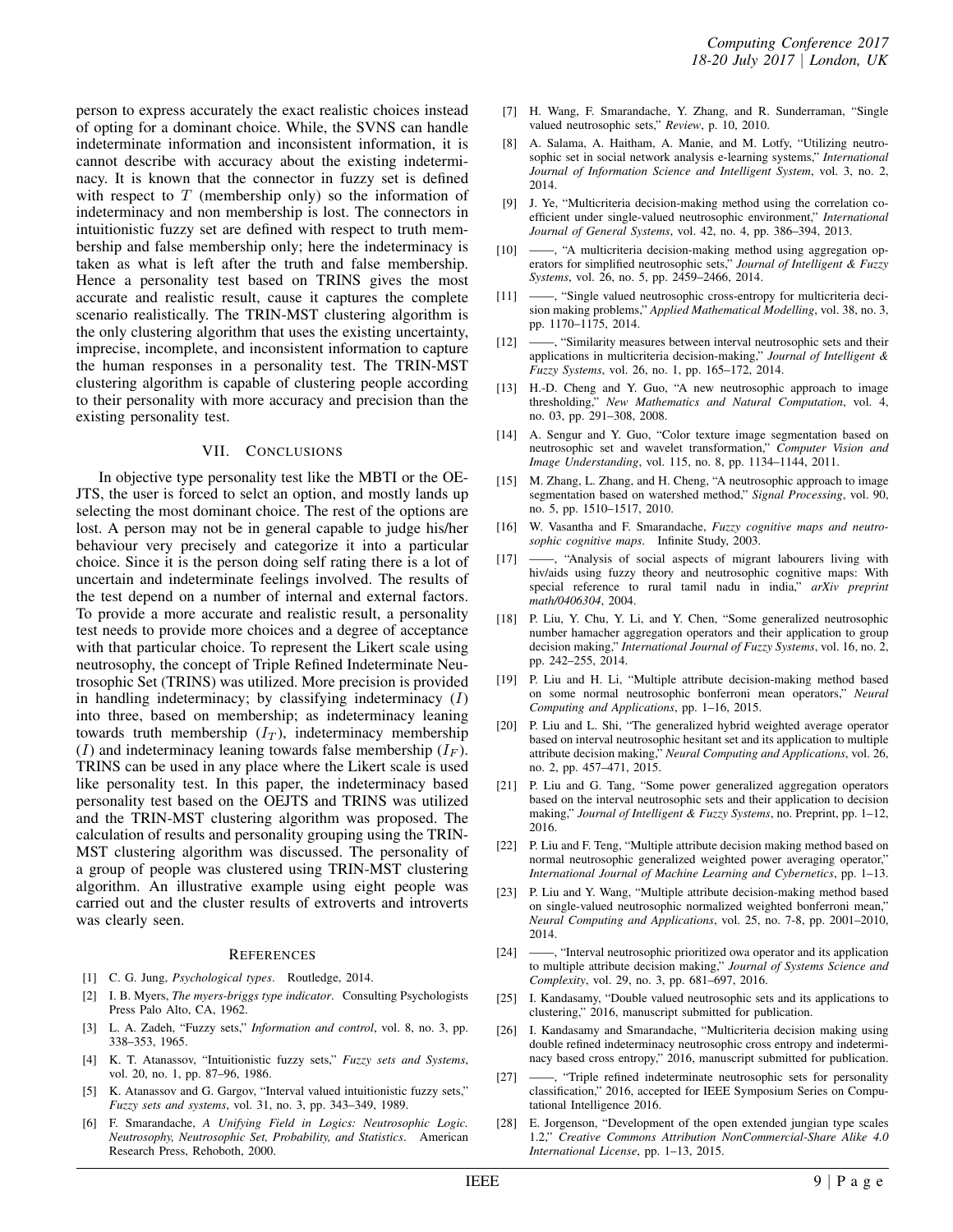person to express accurately the exact realistic choices instead of opting for a dominant choice. While, the SVNS can handle indeterminate information and inconsistent information, it is cannot describe with accuracy about the existing indeterminacy. It is known that the connector in fuzzy set is defined with respect to $T$ (membership only) so the information of indeterminacy and non membership is lost. The connectors in intuitionistic fuzzy set are defined with respect to truth membership and false membership only; here the indeterminacy is taken as what is left after the truth and false membership. Hence a personality test based on TRINS gives the most accurate and realistic result, cause it captures the complete scenario realistically. The TRIN-MST clustering algorithm is the only clustering algorithm that uses the existing uncertainty, imprecise, incomplete, and inconsistent information to capture the human responses in a personality test. The TRIN-MST clustering algorithm is capable of clustering people according to their personality with more accuracy and precision than the existing personality test.

## VII. Conclusions

In objective type personality test like the MBTI or the OEJTS, the user is forced to selct an option, and mostly lands up selecting the most dominant choice. The rest of the options are lost. A person may not be in general capable to judge his/her behaviour very precisely and categorize it into a particular choice. Since it is the person doing self rating there is a lot of uncertain and indeterminate feelings involved. The results of the test depend on a number of internal and external factors. To provide a more accurate and realistic result, a personality test needs to provide more choices and a degree of acceptance with that particular choice. To represent the Likert scale using neutrosophy, the concept of Triple Refined Indeterminate Neutrosophic Set (TRINS) was utilized. More precision is provided in handling indeterminacy; by classifying indeterminacy ($I$) into three, based on membership; as indeterminacy leaning towards truth membership ($I_T$), indeterminacy membership ($I$) and indeterminacy leaning towards false membership ($I_F$). TRINS can be used in any place where the Likert scale is used like personality test. In this paper, the indeterminacy based personality test based on the OEJTS and TRINS was utilized and the TRIN-MST clustering algorithm was proposed. The calculation of results and personality grouping using the TRIN-MST clustering algorithm was discussed. The personality of a group of people was clustered using TRIN-MST clustering algorithm. An illustrative example using eight people was carried out and the cluster results of extroverts and introverts was clearly seen.

## References

[1] C. G. Jung, *Psychological types*. Routledge, 2014.

[2] I. B. Myers, *The myers-briggs type indicator*. Consulting Psychologists Press Palo Alto, CA, 1962.

[3] L. A. Zadeh, "Fuzzy sets," *Information and control*, vol. 8, no. 3, pp. 338–353, 1965.

[4] K. T. Atanassov, "Intuitionistic fuzzy sets," *Fuzzy sets and Systems*, vol. 20, no. 1, pp. 87–96, 1986.

[5] K. Atanassov and G. Gargov, "Interval valued intuitionistic fuzzy sets," *Fuzzy sets and systems*, vol. 31, no. 3, pp. 343–349, 1989.

[6] F. Smarandache, *A Unifying Field in Logics: Neutrosophic Logic. Neutrosophy, Neutrosophic Set, Probability, and Statistics*. American Research Press, Rehoboth, 2000.

[7] H. Wang, F. Smarandache, Y. Zhang, and R. Sunderraman, "Single valued neutrosophic sets," *Review*, p. 10, 2010.

[8] A. Salama, A. Haitham, A. Manie, and M. Lotfy, "Utilizing neutrosophic set in social network analysis e-learning systems," *International Journal of Information Science and Intelligent System*, vol. 3, no. 2, 2014.

[9] J. Ye, "Multicriteria decision-making method using the correlation coefficient under single-valued neutrosophic environment," *International Journal of General Systems*, vol. 42, no. 4, pp. 386–394, 2013.

[10] ——, "A multicriteria decision-making method using aggregation operators for simplified neutrosophic sets," *Journal of Intelligent & Fuzzy Systems*, vol. 26, no. 5, pp. 2459–2466, 2014.

[11] ——, "Single valued neutrosophic cross-entropy for multicriteria decision making problems," *Applied Mathematical Modelling*, vol. 38, no. 3, pp. 1170–1175, 2014.

[12] ——, "Similarity measures between interval neutrosophic sets and their applications in multicriteria decision-making," *Journal of Intelligent & Fuzzy Systems*, vol. 26, no. 1, pp. 165–172, 2014.

[13] H.-D. Cheng and Y. Guo, "A new neutrosophic approach to image thresholding," *New Mathematics and Natural Computation*, vol. 4, no. 03, pp. 291–308, 2008.

[14] A. Sengur and Y. Guo, "Color texture image segmentation based on neutrosophic set and wavelet transformation," *Computer Vision and Image Understanding*, vol. 115, no. 8, pp. 1134–1144, 2011.

[15] M. Zhang, L. Zhang, and H. Cheng, "A neutrosophic approach to image segmentation based on watershed method," *Signal Processing*, vol. 90, no. 5, pp. 1510–1517, 2010.

[16] W. Vasantha and F. Smarandache, *Fuzzy cognitive maps and neutrosophic cognitive maps*. Infinite Study, 2003.

[17] ——, "Analysis of social aspects of migrant labourers living with hiv/aids using fuzzy theory and neutrosophic cognitive maps: With special reference to rural tamil nadu in india," *arXiv preprint math/0406304*, 2004.

[18] P. Liu, Y. Chu, Y. Li, and Y. Chen, "Some generalized neutrosophic number hamacher aggregation operators and their application to group decision making," *International Journal of Fuzzy Systems*, vol. 16, no. 2, pp. 242–255, 2014.

[19] P. Liu and H. Li, "Multiple attribute decision-making method based on some normal neutrosophic bonferroni mean operators," *Neural Computing and Applications*, pp. 1–16, 2015.

[20] P. Liu and L. Shi, "The generalized hybrid weighted average operator based on interval neutrosophic hesitant set and its application to multiple attribute decision making," *Neural Computing and Applications*, vol. 26, no. 2, pp. 457–471, 2015.

[21] P. Liu and G. Tang, "Some power generalized aggregation operators based on the interval neutrosophic sets and their application to decision making," *Journal of Intelligent & Fuzzy Systems*, no. Preprint, pp. 1–12, 2016.

[22] P. Liu and F. Teng, "Multiple attribute decision making method based on normal neutrosophic generalized weighted power averaging operator," *International Journal of Machine Learning and Cybernetics*, pp. 1–13.

[23] P. Liu and Y. Wang, "Multiple attribute decision-making method based on single-valued neutrosophic normalized weighted bonferroni mean," *Neural Computing and Applications*, vol. 25, no. 7-8, pp. 2001–2010, 2014.

[24] ——, "Interval neutrosophic prioritized owa operator and its application to multiple attribute decision making," *Journal of Systems Science and Complexity*, vol. 29, no. 3, pp. 681–697, 2016.

[25] I. Kandasamy, "Double valued neutrosophic sets and its applications to clustering," 2016, manuscript submitted for publication.

[26] I. Kandasamy and Smarandache, "Multicriteria decision making using double refined indeterminacy neutrosophic cross entropy and indeterminacy based cross entropy," 2016, manuscript submitted for publication.

[27] ——, "Triple refined indeterminate neutrosophic sets for personality classification," 2016, accepted for IEEE Symposium Series on Computational Intelligence 2016.

[28] E. Jorgenson, "Development of the open extended jungian type scales 1.2," *Creative Commons Attribution NonCommercial-Share Alike 4.0 International License*, pp. 1–13, 2015.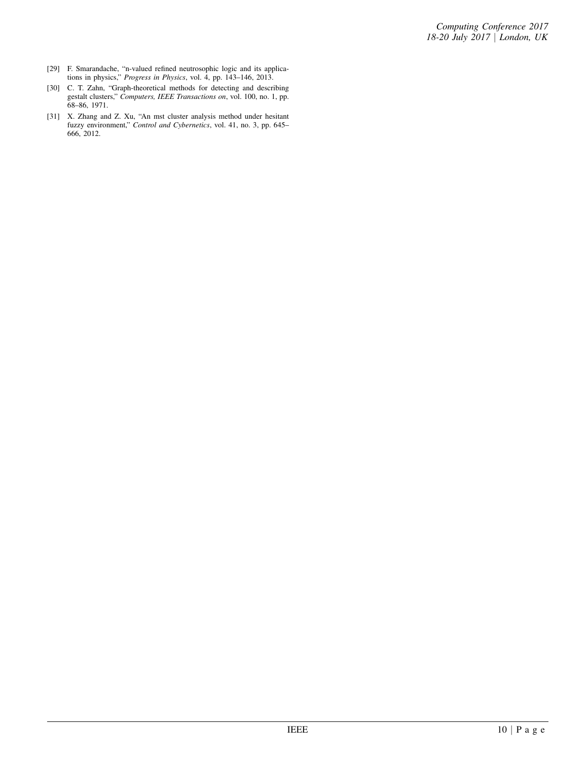[29] F. Smarandache, "n-valued refined neutrosophic logic and its applications in physics," *Progress in Physics*, vol. 4, pp. 143–146, 2013.

[30] C. T. Zahn, "Graph-theoretical methods for detecting and describing gestalt clusters," *Computers, IEEE Transactions on*, vol. 100, no. 1, pp. 68–86, 1971.

[31] X. Zhang and Z. Xu, "An mst cluster analysis method under hesitant fuzzy environment," *Control and Cybernetics*, vol. 41, no. 3, pp. 645–666, 2012.